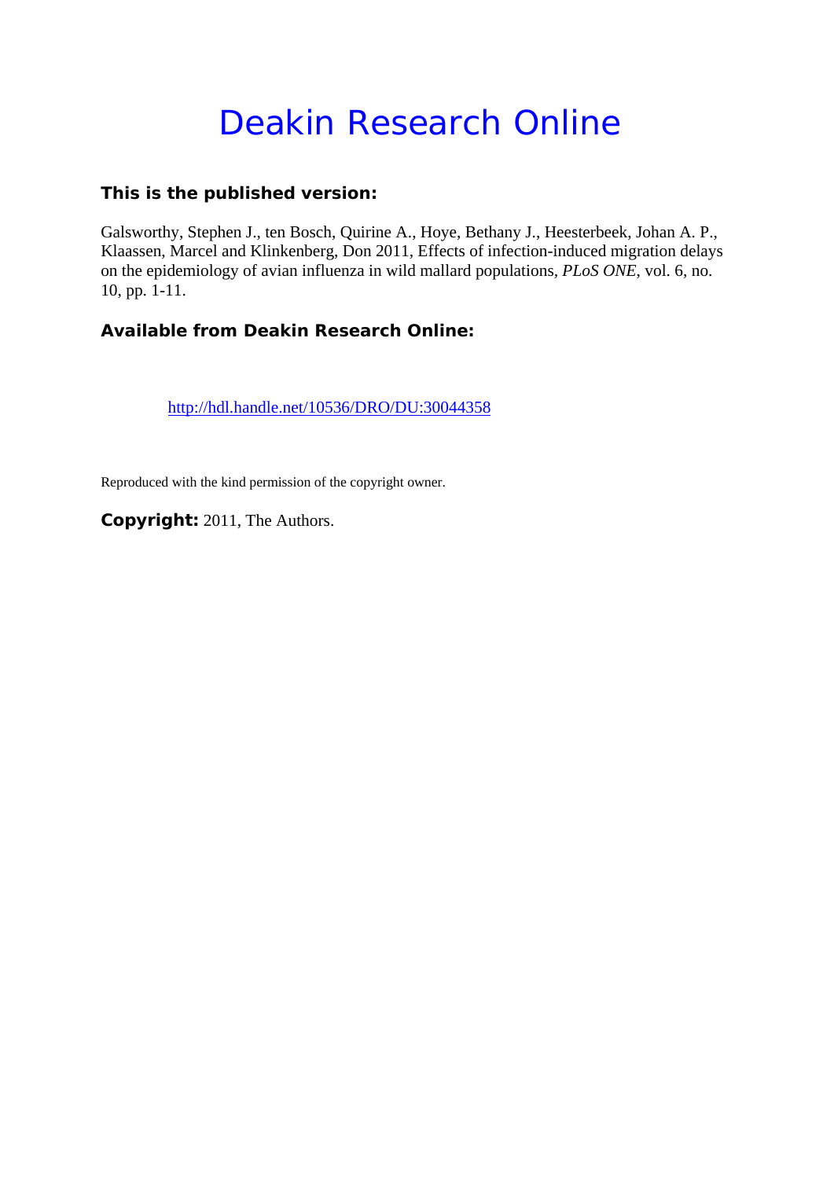# Deakin Research Online

### This is the published version:

Galsworthy, Stephen J., ten Bosch, Quirine A., Hoye, Bethany J., Heesterbeek, Johan A. P., Klaassen, Marcel and Klinkenberg, Don 2011, Effects of infection-induced migration delays on the epidemiology of avian influenza in wild mallard populations, *PLoS ONE*, vol. 6, no. 10, pp. 1-11.

### Available from Deakin Research Online:

http://hdl.handle.net/10536/DRO/DU:30044358

Reproduced with the kind permission of the copyright owner.

**Copyright:** 2011, The Authors.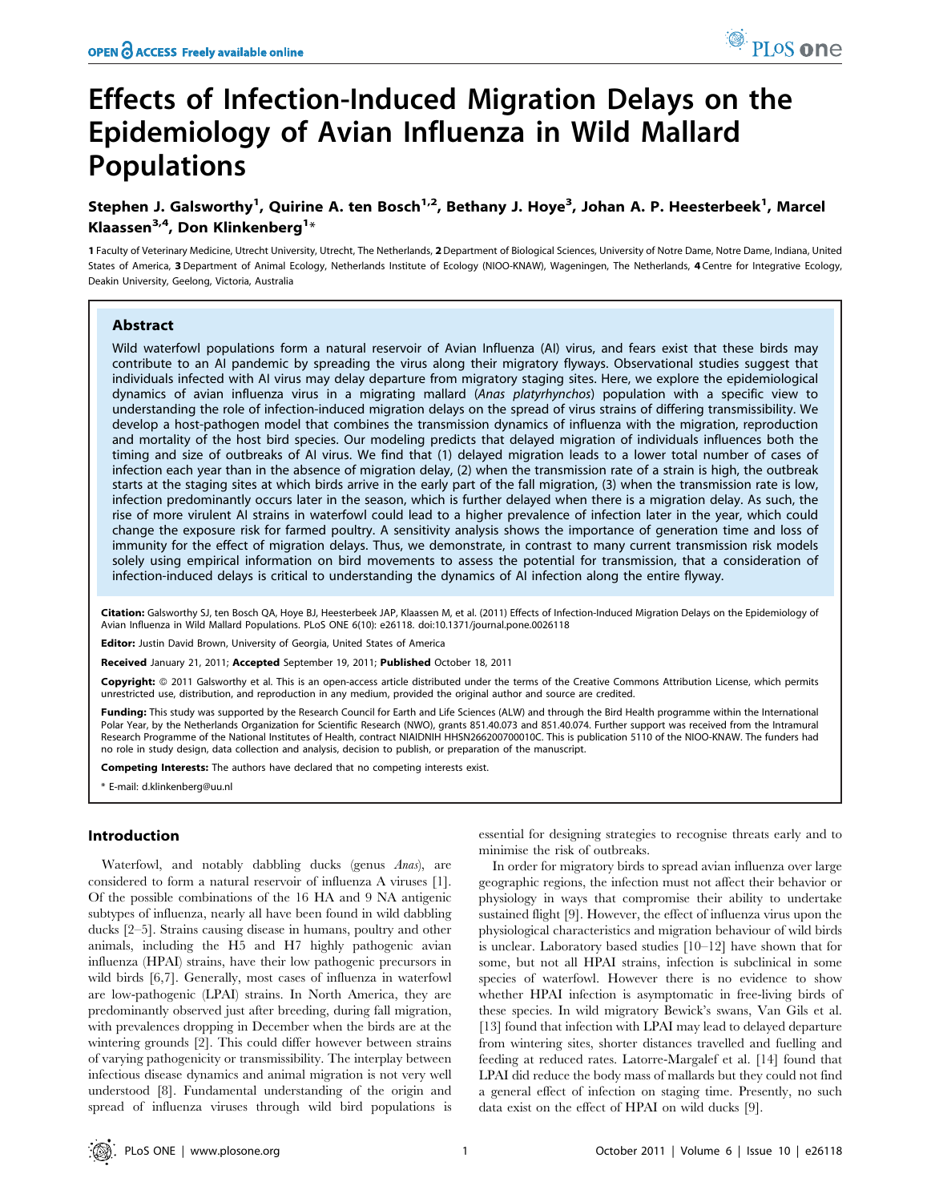# Effects of Infection-Induced Migration Delays on the Epidemiology of Avian Influenza in Wild Mallard Populations

**Stephen J. Galsworthy[1], Quirine A. ten Bosch[1,2], Bethany J. Hoye[3], Johan A. P. Heesterbeek[1], Marcel Klaassen[3,4], Don Klinkenberg[1]***

**1** Faculty of Veterinary Medicine, Utrecht University, Utrecht, The Netherlands, **2** Department of Biological Sciences, University of Notre Dame, Notre Dame, Indiana, United States of America, **3** Department of Animal Ecology, Netherlands Institute of Ecology (NIOO-KNAW), Wageningen, The Netherlands, **4** Centre for Integrative Ecology, Deakin University, Geelong, Victoria, Australia

## Abstract

Wild waterfowl populations form a natural reservoir of Avian Influenza (AI) virus, and fears exist that these birds may contribute to an AI pandemic by spreading the virus along their migratory flyways. Observational studies suggest that individuals infected with AI virus may delay departure from migratory staging sites. Here, we explore the epidemiological dynamics of avian influenza virus in a migrating mallard (*Anas platyrhynchos*) population with a specific view to understanding the role of infection-induced migration delays on the spread of virus strains of differing transmissibility. We develop a host-pathogen model that combines the transmission dynamics of influenza with the migration, reproduction and mortality of the host bird species. Our modeling predicts that delayed migration of individuals influences both the timing and size of outbreaks of AI virus. We find that (1) delayed migration leads to a lower total number of cases of infection each year than in the absence of migration delay, (2) when the transmission rate of a strain is high, the outbreak starts at the staging sites at which birds arrive in the early part of the fall migration, (3) when the transmission rate is low, infection predominantly occurs later in the season, which is further delayed when there is a migration delay. As such, the rise of more virulent AI strains in waterfowl could lead to a higher prevalence of infection later in the year, which could change the exposure risk for farmed poultry. A sensitivity analysis shows the importance of generation time and loss of immunity for the effect of migration delays. Thus, we demonstrate, in contrast to many current transmission risk models solely using empirical information on bird movements to assess the potential for transmission, that a consideration of infection-induced delays is critical to understanding the dynamics of AI infection along the entire flyway.

**Citation:** Galsworthy SJ, ten Bosch QA, Hoye BJ, Heesterbeek JAP, Klaassen M, et al. (2011) Effects of Infection-Induced Migration Delays on the Epidemiology of Avian Influenza in Wild Mallard Populations. PLoS ONE 6(10): e26118. doi:10.1371/journal.pone.0026118

**Editor:** Justin David Brown, University of Georgia, United States of America

**Received** January 21, 2011; **Accepted** September 19, 2011; **Published** October 18, 2011

**Copyright:** © 2011 Galsworthy et al. This is an open-access article distributed under the terms of the Creative Commons Attribution License, which permits unrestricted use, distribution, and reproduction in any medium, provided the original author and source are credited.

**Funding:** This study was supported by the Research Council for Earth and Life Sciences (ALW) and through the Bird Health programme within the International Polar Year, by the Netherlands Organization for Scientific Research (NWO), grants 851.40.073 and 851.40.074. Further support was received from the Intramural Research Programme of the National Institutes of Health, contract NIAIDNIH HHSN266200700010C. This is publication 5110 of the NIOO-KNAW. The funders had no role in study design, data collection and analysis, decision to publish, or preparation of the manuscript.

**Competing Interests:** The authors have declared that no competing interests exist.

* E-mail: d.klinkenberg@uu.nl

## Introduction

Waterfowl, and notably dabbling ducks (genus *Anas*), are considered to form a natural reservoir of influenza A viruses [1]. Of the possible combinations of the 16 HA and 9 NA antigenic subtypes of influenza, nearly all have been found in wild dabbling ducks [2–5]. Strains causing disease in humans, poultry and other animals, including the H5 and H7 highly pathogenic avian influenza (HPAI) strains, have their low pathogenic precursors in wild birds [6,7]. Generally, most cases of influenza in waterfowl are low-pathogenic (LPAI) strains. In North America, they are predominantly observed just after breeding, during fall migration, with prevalences dropping in December when the birds are at the wintering grounds [2]. This could differ however between strains of varying pathogenicity or transmissibility. The interplay between infectious disease dynamics and animal migration is not very well understood [8]. Fundamental understanding of the origin and spread of influenza viruses through wild bird populations is essential for designing strategies to recognise threats early and to minimise the risk of outbreaks.

In order for migratory birds to spread avian influenza over large geographic regions, the infection must not affect their behavior or physiology in ways that compromise their ability to undertake sustained flight [9]. However, the effect of influenza virus upon the physiological characteristics and migration behaviour of wild birds is unclear. Laboratory based studies [10–12] have shown that for some, but not all HPAI strains, infection is subclinical in some species of waterfowl. However there is no evidence to show whether HPAI infection is asymptomatic in free-living birds of these species. In wild migratory Bewick's swans, Van Gils et al. [13] found that infection with LPAI may lead to delayed departure from wintering sites, shorter distances travelled and fuelling and feeding at reduced rates. Latorre-Margalef et al. [14] found that LPAI did reduce the body mass of mallards but they could not find a general effect of infection on staging time. Presently, no such data exist on the effect of HPAI on wild ducks [9].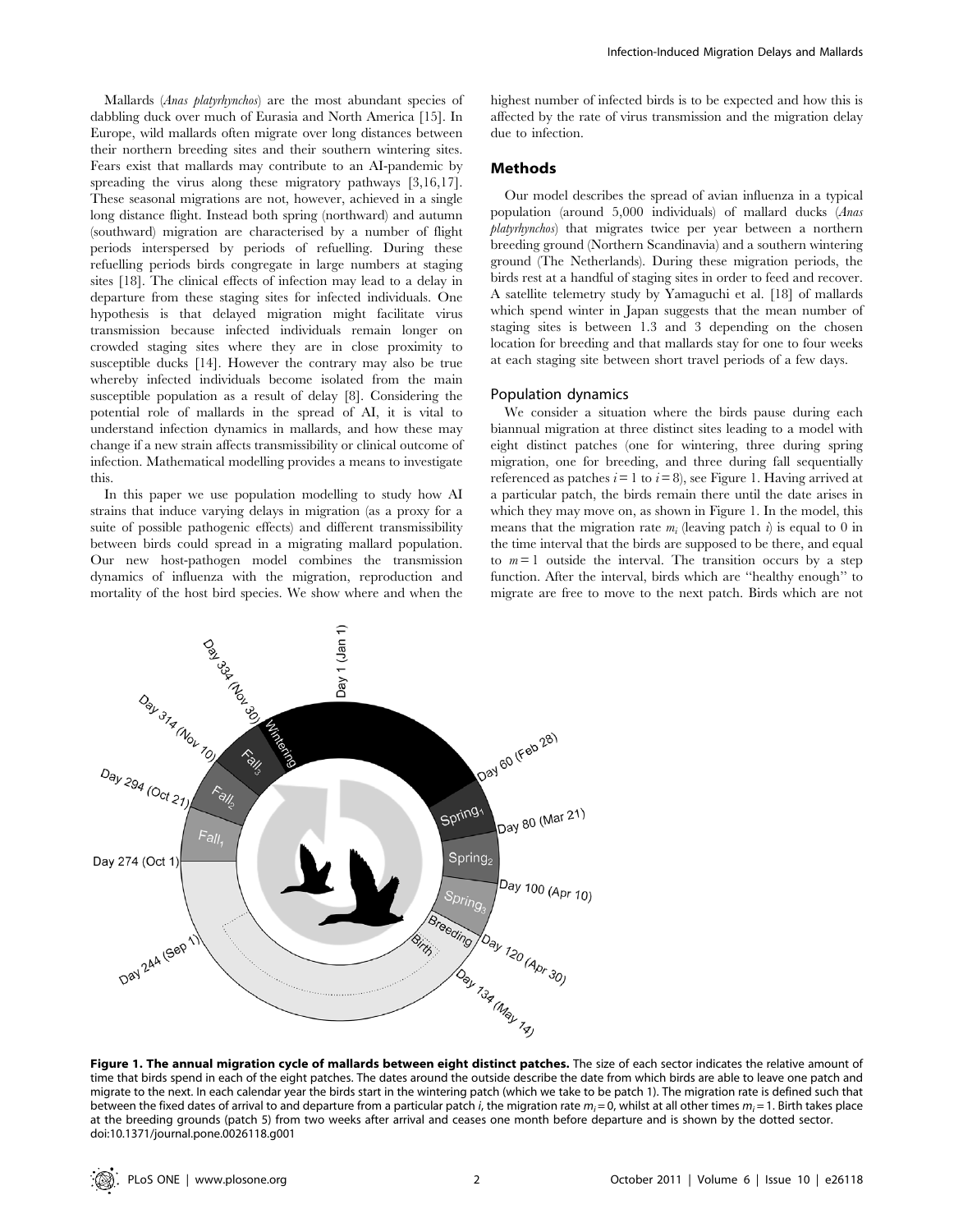Mallards (*Anas platyrhynchos*) are the most abundant species of dabbling duck over much of Eurasia and North America [15]. In Europe, wild mallards often migrate over long distances between their northern breeding sites and their southern wintering sites. Fears exist that mallards may contribute to an AI-pandemic by spreading the virus along these migratory pathways [3,16,17]. These seasonal migrations are not, however, achieved in a single long distance flight. Instead both spring (northward) and autumn (southward) migration are characterised by a number of flight periods interspersed by periods of refuelling. During these refuelling periods birds congregate in large numbers at staging sites [18]. The clinical effects of infection may lead to a delay in departure from these staging sites for infected individuals. One hypothesis is that delayed migration might facilitate virus transmission because infected individuals remain longer on crowded staging sites where they are in close proximity to susceptible ducks [14]. However the contrary may also be true whereby infected individuals become isolated from the main susceptible population as a result of delay [8]. Considering the potential role of mallards in the spread of AI, it is vital to understand infection dynamics in mallards, and how these may change if a new strain affects transmissibility or clinical outcome of infection. Mathematical modelling provides a means to investigate this.

In this paper we use population modelling to study how AI strains that induce varying delays in migration (as a proxy for a suite of possible pathogenic effects) and different transmissibility between birds could spread in a migrating mallard population. Our new host-pathogen model combines the transmission dynamics of influenza with the migration, reproduction and mortality of the host bird species. We show where and when the highest number of infected birds is to be expected and how this is affected by the rate of virus transmission and the migration delay due to infection.

## Methods

Our model describes the spread of avian influenza in a typical population (around 5,000 individuals) of mallard ducks (*Anas platyrhynchos*) that migrates twice per year between a northern breeding ground (Northern Scandinavia) and a southern wintering ground (The Netherlands). During these migration periods, the birds rest at a handful of staging sites in order to feed and recover. A satellite telemetry study by Yamaguchi et al. [18] of mallards which spend winter in Japan suggests that the mean number of staging sites is between 1.3 and 3 depending on the chosen location for breeding and that mallards stay for one to four weeks at each staging site between short travel periods of a few days.

### Population dynamics

We consider a situation where the birds pause during each biannual migration at three distinct sites leading to a model with eight distinct patches (one for wintering, three during spring migration, one for breeding, and three during fall sequentially referenced as patches $i = 1$ to $i = 8$), see Figure 1. Having arrived at a particular patch, the birds remain there until the date arises in which they may move on, as shown in Figure 1. In the model, this means that the migration rate $m_i$ (leaving patch $i$) is equal to 0 in the time interval that the birds are supposed to be there, and equal to $m = 1$ outside the interval. The transition occurs by a step function. After the interval, birds which are "healthy enough" to migrate are free to move to the next patch. Birds which are not

**Figure 1. The annual migration cycle of mallards between eight distinct patches.** The size of each sector indicates the relative amount of time that birds spend in each of the eight patches. The dates around the outside describe the date from which birds are able to leave one patch and migrate to the next. In each calendar year the birds start in the wintering patch (which we take to be patch 1). The migration rate is defined such that between the fixed dates of arrival to and departure from a particular patch $i$, the migration rate $m_i = 0$, whilst at all other times $m_i = 1$. Birth takes place at the breeding grounds (patch 5) from two weeks after arrival and ceases one month before departure and is shown by the dotted sector.
doi:10.1371/journal.pone.0026118.g001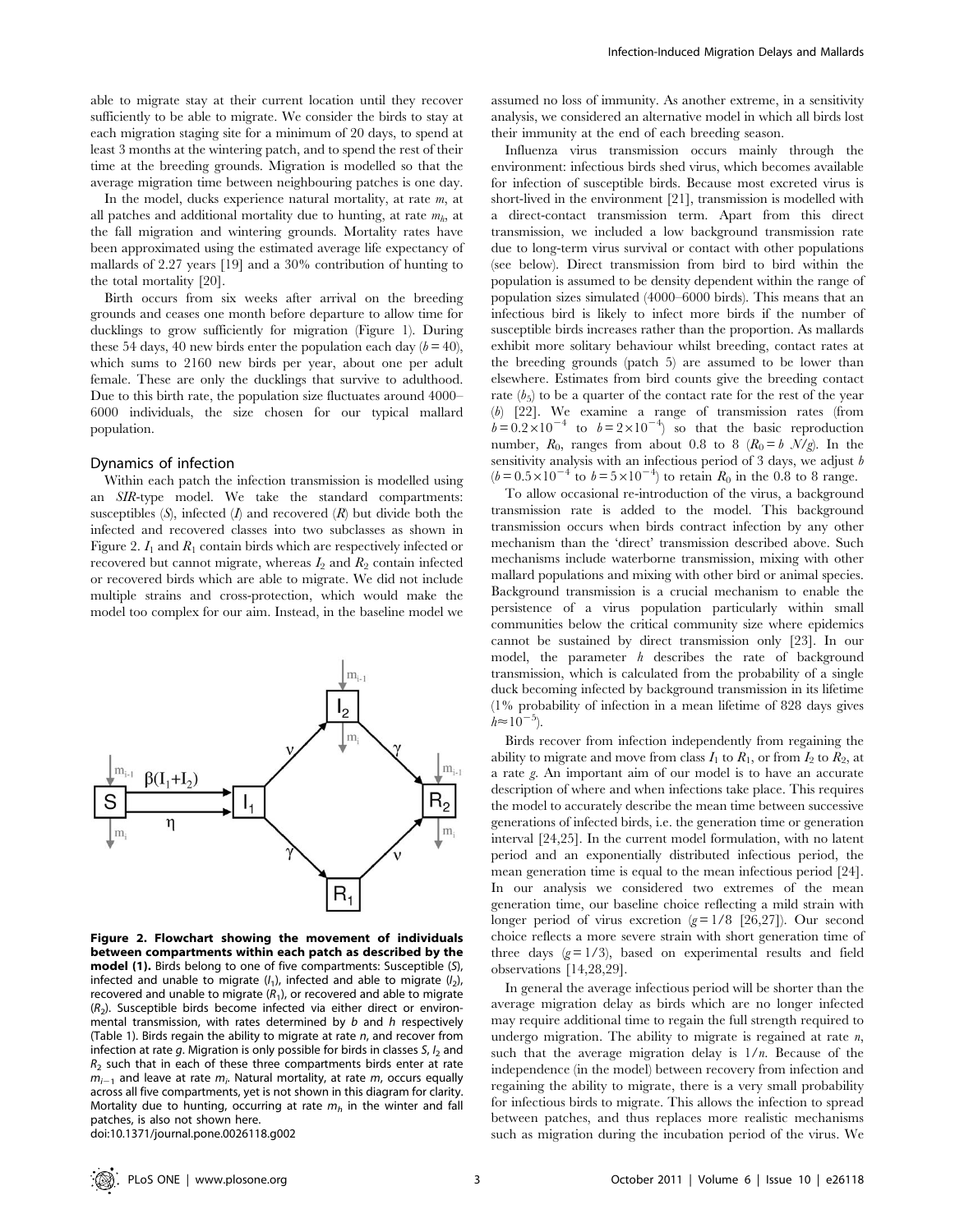able to migrate stay at their current location until they recover sufficiently to be able to migrate. We consider the birds to stay at each migration staging site for a minimum of 20 days, to spend at least 3 months at the wintering patch, and to spend the rest of their time at the breeding grounds. Migration is modelled so that the average migration time between neighbouring patches is one day.

In the model, ducks experience natural mortality, at rate $m$, at all patches and additional mortality due to hunting, at rate $m_h$, at the fall migration and wintering grounds. Mortality rates have been approximated using the estimated average life expectancy of mallards of 2.27 years [19] and a 30% contribution of hunting to the total mortality [20].

Birth occurs from six weeks after arrival on the breeding grounds and ceases one month before departure to allow time for ducklings to grow sufficiently for migration (Figure 1). During these 54 days, 40 new birds enter the population each day ($b = 40$), which sums to 2160 new birds per year, about one per adult female. These are only the ducklings that survive to adulthood. Due to this birth rate, the population size fluctuates around 4000–6000 individuals, the size chosen for our typical mallard population.

## Dynamics of infection

Within each patch the infection transmission is modelled using an *SIR*-type model. We take the standard compartments: susceptibles ($S$), infected ($I$) and recovered ($R$) but divide both the infected and recovered classes into two subclasses as shown in Figure 2. $I_1$ and $R_1$ contain birds which are respectively infected or recovered but cannot migrate, whereas $I_2$ and $R_2$ contain infected or recovered birds which are able to migrate. We did not include multiple strains and cross-protection, which would make the model too complex for our aim. Instead, in the baseline model we assumed no loss of immunity. As another extreme, in a sensitivity analysis, we considered an alternative model in which all birds lost their immunity at the end of each breeding season.

**Figure 2. Flowchart showing the movement of individuals between compartments within each patch as described by the model (1).** Birds belong to one of five compartments: Susceptible ($S$), infected and unable to migrate ($I_1$), infected and able to migrate ($I_2$), recovered and unable to migrate ($R_1$), or recovered and able to migrate ($R_2$). Susceptible birds become infected via either direct or environmental transmission, with rates determined by $b$ and $h$ respectively (Table 1). Birds regain the ability to migrate at rate $n$, and recover from infection at rate $g$. Migration is only possible for birds in classes $S$, $I_2$ and $R_2$ such that in each of these three compartments birds enter at rate $m_{i-1}$ and leave at rate $m_i$. Natural mortality, at rate $m$, occurs equally across all five compartments, yet is not shown in this diagram for clarity. Mortality due to hunting, occurring at rate $m_h$ in the winter and fall patches, is also not shown here.
doi:10.1371/journal.pone.0026118.g002

Influenza virus transmission occurs mainly through the environment: infectious birds shed virus, which becomes available for infection of susceptible birds. Because most excreted virus is short-lived in the environment [21], transmission is modelled with a direct-contact transmission term. Apart from this direct transmission, we included a low background transmission rate due to long-term virus survival or contact with other populations (see below). Direct transmission from bird to bird within the population is assumed to be density dependent within the range of population sizes simulated (4000–6000 birds). This means that an infectious bird is likely to infect more birds if the number of susceptible birds increases rather than the proportion. As mallards exhibit more solitary behaviour whilst breeding, contact rates at the breeding grounds (patch 5) are assumed to be lower than elsewhere. Estimates from bird counts give the breeding contact rate ($b_5$) to be a quarter of the contact rate for the rest of the year ($b$) [22]. We examine a range of transmission rates (from $b = 0.2\times10^{-4}$ to $b = 2\times10^{-4}$) so that the basic reproduction number, $R_0$, ranges from about 0.8 to 8 ($R_0 = b\ N/g$). In the sensitivity analysis with an infectious period of 3 days, we adjust $b$ ($b = 0.5\times10^{-4}$ to $b = 5\times10^{-4}$) to retain $R_0$ in the 0.8 to 8 range.

To allow occasional re-introduction of the virus, a background transmission rate is added to the model. This background transmission occurs when birds contract infection by any other mechanism than the 'direct' transmission described above. Such mechanisms include waterborne transmission, mixing with other mallard populations and mixing with other bird or animal species. Background transmission is a crucial mechanism to enable the persistence of a virus population particularly within small communities below the critical community size where epidemics cannot be sustained by direct transmission only [23]. In our model, the parameter $h$ describes the rate of background transmission, which is calculated from the probability of a single duck becoming infected by background transmission in its lifetime (1% probability of infection in a mean lifetime of 828 days gives $h\approx10^{-5}$).

Birds recover from infection independently from regaining the ability to migrate and move from class $I_1$ to $R_1$, or from $I_2$ to $R_2$, at a rate $g$. An important aim of our model is to have an accurate description of where and when infections take place. This requires the model to accurately describe the mean time between successive generations of infected birds, i.e. the generation time or generation interval [24,25]. In the current model formulation, with no latent period and an exponentially distributed infectious period, the mean generation time is equal to the mean infectious period [24]. In our analysis we considered two extremes of the mean generation time, our baseline choice reflecting a mild strain with longer period of virus excretion ($g = 1/8$ [26,27]). Our second choice reflects a more severe strain with short generation time of three days ($g = 1/3$), based on experimental results and field observations [14,28,29].

In general the average infectious period will be shorter than the average migration delay as birds which are no longer infected may require additional time to regain the full strength required to undergo migration. The ability to migrate is regained at rate $n$, such that the average migration delay is $1/n$. Because of the independence (in the model) between recovery from infection and regaining the ability to migrate, there is a very small probability for infectious birds to migrate. This allows the infection to spread between patches, and thus replaces more realistic mechanisms such as migration during the incubation period of the virus. We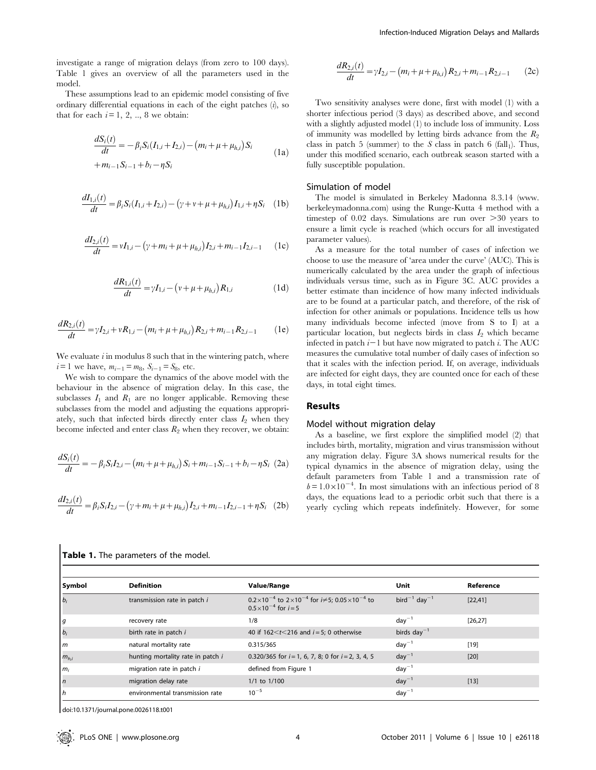investigate a range of migration delays (from zero to 100 days). Table 1 gives an overview of all the parameters used in the model.

These assumptions lead to an epidemic model consisting of five ordinary differential equations in each of the eight patches ($i$), so that for each $i = 1, 2, .., 8$ we obtain:

$$\frac{dS_i(t)}{dt} = -\beta_i S_i (I_{1,i} + I_{2,i}) - (m_i + \mu + \mu_{h,i}) S_i + m_{i-1} S_{i-1} + b_i - \eta S_i \quad (1a)$$

$$\frac{dI_{1,i}(t)}{dt} = \beta_i S_i (I_{1,i} + I_{2,i}) - (\gamma + v + \mu + \mu_{h,i}) I_{1,i} + \eta S_i \quad (1b)$$

$$\frac{dI_{2,i}(t)}{dt} = v I_{1,i} - (\gamma + m_i + \mu + \mu_{h,i}) I_{2,i} + m_{i-1} I_{2,i-1} \quad (1c)$$

$$\frac{dR_{1,i}(t)}{dt} = \gamma I_{1,i} - (v + \mu + \mu_{h,i}) R_{1,i} \quad (1d)$$

$$\frac{dR_{2,i}(t)}{dt} = \gamma I_{2,i} + v R_{1,i} - (m_i + \mu + \mu_{h,i}) R_{2,i} + m_{i-1} R_{2,i-1} \quad (1e)$$

We evaluate $i$ in modulus 8 such that in the wintering patch, where $i = 1$ we have, $m_{i-1} = m_8$, $S_{i-1} = S_8$, etc.

We wish to compare the dynamics of the above model with the behaviour in the absence of migration delay. In this case, the subclasses $I_1$ and $R_1$ are no longer applicable. Removing these subclasses from the model and adjusting the equations appropriately, such that infected birds directly enter class $I_2$ when they become infected and enter class $R_2$ when they recover, we obtain:

$$\frac{dS_i(t)}{dt} = -\beta_i S_i I_{2,i} - (m_i + \mu + \mu_{h,i}) S_i + m_{i-1} S_{i-1} + b_i - \eta S_i \quad (2a)$$

$$\frac{dI_{2,i}(t)}{dt} = \beta_i S_i I_{2,i} - (\gamma + m_i + \mu + \mu_{h,i}) I_{2,i} + m_{i-1} I_{2,i-1} + \eta S_i \quad (2b)$$

$$\frac{dR_{2,i}(t)}{dt} = \gamma I_{2,i} - (m_i + \mu + \mu_{h,i}) R_{2,i} + m_{i-1} R_{2,i-1} \quad (2c)$$

Two sensitivity analyses were done, first with model (1) with a shorter infectious period (3 days) as described above, and second with a slightly adjusted model (1) to include loss of immunity. Loss of immunity was modelled by letting birds advance from the $R_2$ class in patch 5 (summer) to the $S$ class in patch 6 (fall$_1$). Thus, under this modified scenario, each outbreak season started with a fully susceptible population.

### Simulation of model

The model is simulated in Berkeley Madonna 8.3.14 (www.berkeleymadonna.com) using the Runge-Kutta 4 method with a timestep of 0.02 days. Simulations are run over >30 years to ensure a limit cycle is reached (which occurs for all investigated parameter values).

As a measure for the total number of cases of infection we choose to use the measure of 'area under the curve' (AUC). This is numerically calculated by the area under the graph of infectious individuals versus time, such as in Figure 3C. AUC provides a better estimate than incidence of how many infected individuals are to be found at a particular patch, and therefore, of the risk of infection for other animals or populations. Incidence tells us how many individuals become infected (move from S to I) at a particular location, but neglects birds in class $I_2$ which became infected in patch $i-1$ but have now migrated to patch $i$. The AUC measures the cumulative total number of daily cases of infection so that it scales with the infection period. If, on average, individuals are infected for eight days, they are counted once for each of these days, in total eight times.

## Results

### Model without migration delay

As a baseline, we first explore the simplified model (2) that includes birth, mortality, migration and virus transmission without any migration delay. Figure 3A shows numerical results for the typical dynamics in the absence of migration delay, using the default parameters from Table 1 and a transmission rate of $b = 1.0 \times 10^{-4}$. In most simulations with an infectious period of 8 days, the equations lead to a periodic orbit such that there is a yearly cycling which repeats indefinitely. However, for some

**Table 1.** The parameters of the model.

| Symbol | Definition | Value/Range | Unit | Reference |
|---|---|---|---|---|
| $b_i$ | transmission rate in patch $i$ | $0.2\times10^{-4}$ to $2\times10^{-4}$ for $i\neq5$; $0.05\times10^{-4}$ to $0.5\times10^{-4}$ for $i=5$ | bird$^{-1}$ day$^{-1}$ | [22,41] |
| $g$ | recovery rate | 1/8 | day$^{-1}$ | [26,27] |
| $b_i$ | birth rate in patch $i$ | 40 if $162<t<216$ and $i=5$; 0 otherwise | birds day$^{-1}$ | |
| $m$ | natural mortality rate | 0.315/365 | day$^{-1}$ | [19] |
| $m_{h,i}$ | hunting mortality rate in patch $i$ | 0.320/365 for $i=1, 6, 7, 8$; 0 for $i=2, 3, 4, 5$ | day$^{-1}$ | [20] |
| $m_i$ | migration rate in patch $i$ | defined from Figure 1 | day$^{-1}$ | |
| $n$ | migration delay rate | 1/1 to 1/100 | day$^{-1}$ | [13] |
| $h$ | environmental transmission rate | $10^{-5}$ | day$^{-1}$ | |

doi:10.1371/journal.pone.0026118.t001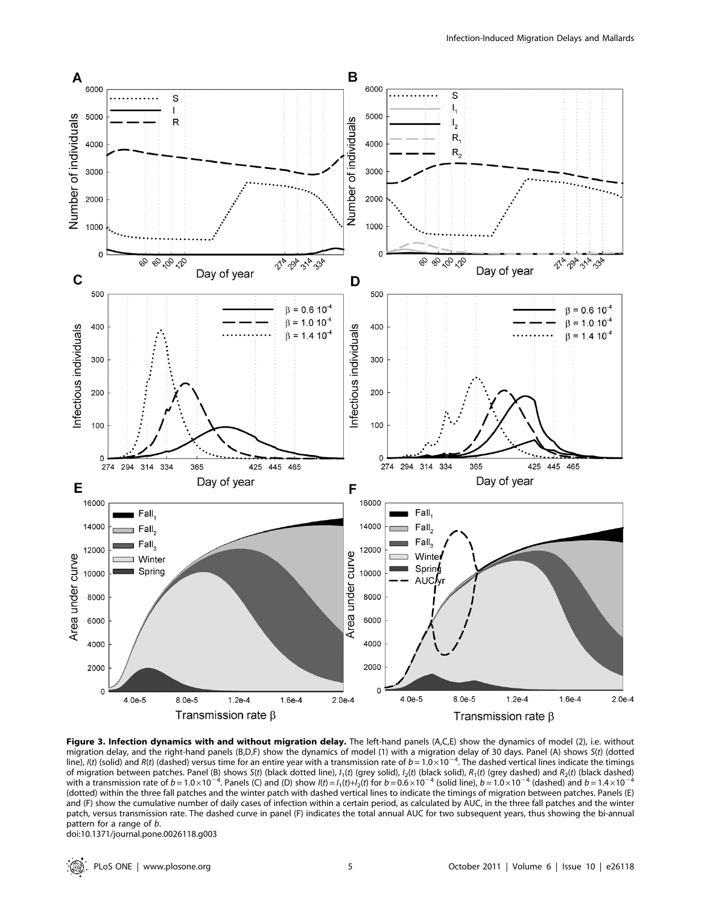**Figure 3. Infection dynamics with and without migration delay.** The left-hand panels (A,C,E) show the dynamics of model (2), i.e. without migration delay, and the right-hand panels (B,D,F) show the dynamics of model (1) with a migration delay of 30 days. Panel (A) shows $S(t)$ (dotted line), $I(t)$ (solid) and $R(t)$ (dashed) versus time for an entire year with a transmission rate of $b = 1.0 \times 10^{-4}$. The dashed vertical lines indicate the timings of migration between patches. Panel (B) shows $S(t)$ (black dotted line), $I_1(t)$ (grey solid), $I_2(t)$ (black solid), $R_1(t)$ (grey dashed) and $R_2(t)$ (black dashed) with a transmission rate of $b = 1.0 \times 10^{-4}$. Panels (C) and (D) show $I(t) = I_1(t) + I_2(t)$ for $b = 0.6 \times 10^{-4}$ (solid line), $b = 1.0 \times 10^{-4}$ (dashed) and $b = 1.4 \times 10^{-4}$ (dotted) within the three fall patches and the winter patch with dashed vertical lines to indicate the timings of migration between patches. Panels (E) and (F) show the cumulative number of daily cases of infection within a certain period, as calculated by AUC, in the three fall patches and the winter patch, versus transmission rate. The dashed curve in panel (F) indicates the total annual AUC for two subsequent years, thus showing the bi-annual pattern for a range of $b$.

doi:10.1371/journal.pone.0026118.g003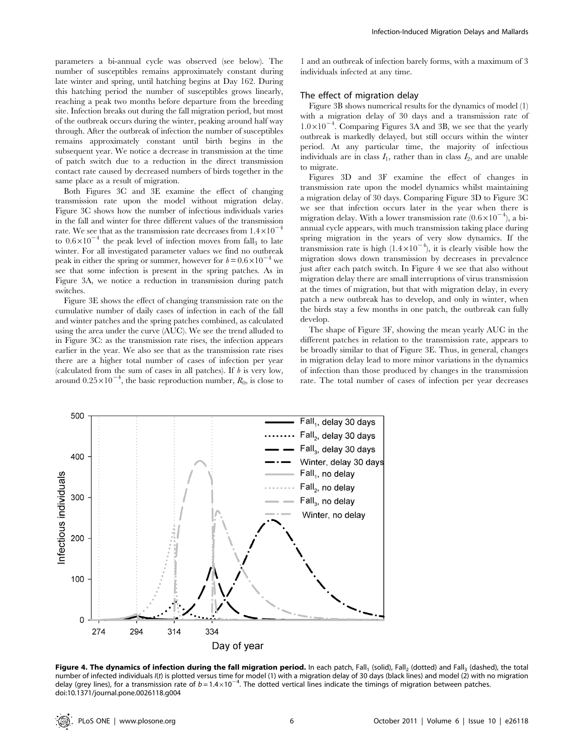parameters a bi-annual cycle was observed (see below). The number of susceptibles remains approximately constant during late winter and spring, until hatching begins at Day 162. During this hatching period the number of susceptibles grows linearly, reaching a peak two months before departure from the breeding site. Infection breaks out during the fall migration period, but most of the outbreak occurs during the winter, peaking around half way through. After the outbreak of infection the number of susceptibles remains approximately constant until birth begins in the subsequent year. We notice a decrease in transmission at the time of patch switch due to a reduction in the direct transmission contact rate caused by decreased numbers of birds together in the same place as a result of migration.

Both Figures 3C and 3E examine the effect of changing transmission rate upon the model without migration delay. Figure 3C shows how the number of infectious individuals varies in the fall and winter for three different values of the transmission rate. We see that as the transmission rate decreases from $1.4\times10^{-4}$ to $0.6\times10^{-4}$ the peak level of infection moves from fall$_3$ to late winter. For all investigated parameter values we find no outbreak peak in either the spring or summer, however for $b=0.6\times10^{-4}$ we see that some infection is present in the spring patches. As in Figure 3A, we notice a reduction in transmission during patch switches.

Figure 3E shows the effect of changing transmission rate on the cumulative number of daily cases of infection in each of the fall and winter patches and the spring patches combined, as calculated using the area under the curve (AUC). We see the trend alluded to in Figure 3C: as the transmission rate rises, the infection appears earlier in the year. We also see that as the transmission rate rises there are a higher total number of cases of infection per year (calculated from the sum of cases in all patches). If $b$ is very low, around $0.25\times10^{-4}$, the basic reproduction number, $R_0$, is close to 1 and an outbreak of infection barely forms, with a maximum of 3 individuals infected at any time.

### The effect of migration delay

Figure 3B shows numerical results for the dynamics of model (1) with a migration delay of 30 days and a transmission rate of $1.0\times10^{-4}$. Comparing Figures 3A and 3B, we see that the yearly outbreak is markedly delayed, but still occurs within the winter period. At any particular time, the majority of infectious individuals are in class $I_1$, rather than in class $I_2$, and are unable to migrate.

Figures 3D and 3F examine the effect of changes in transmission rate upon the model dynamics whilst maintaining a migration delay of 30 days. Comparing Figure 3D to Figure 3C we see that infection occurs later in the year when there is migration delay. With a lower transmission rate ($0.6\times10^{-4}$), a bi-annual cycle appears, with much transmission taking place during spring migration in the years of very slow dynamics. If the transmission rate is high ($1.4\times10^{-4}$), it is clearly visible how the migration slows down transmission by decreases in prevalence just after each patch switch. In Figure 4 we see that also without migration delay there are small interruptions of virus transmission at the times of migration, but that with migration delay, in every patch a new outbreak has to develop, and only in winter, when the birds stay a few months in one patch, the outbreak can fully develop.

The shape of Figure 3F, showing the mean yearly AUC in the different patches in relation to the transmission rate, appears to be broadly similar to that of Figure 3E. Thus, in general, changes in migration delay lead to more minor variations in the dynamics of infection than those produced by changes in the transmission rate. The total number of cases of infection per year decreases

**Figure 4. The dynamics of infection during the fall migration period.** In each patch, Fall$_1$ (solid), Fall$_2$ (dotted) and Fall$_3$ (dashed), the total number of infected individuals $I(t)$ is plotted versus time for model (1) with a migration delay of 30 days (black lines) and model (2) with no migration delay (grey lines), for a transmission rate of $b=1.4\times10^{-4}$. The dotted vertical lines indicate the timings of migration between patches.
doi:10.1371/journal.pone.0026118.g004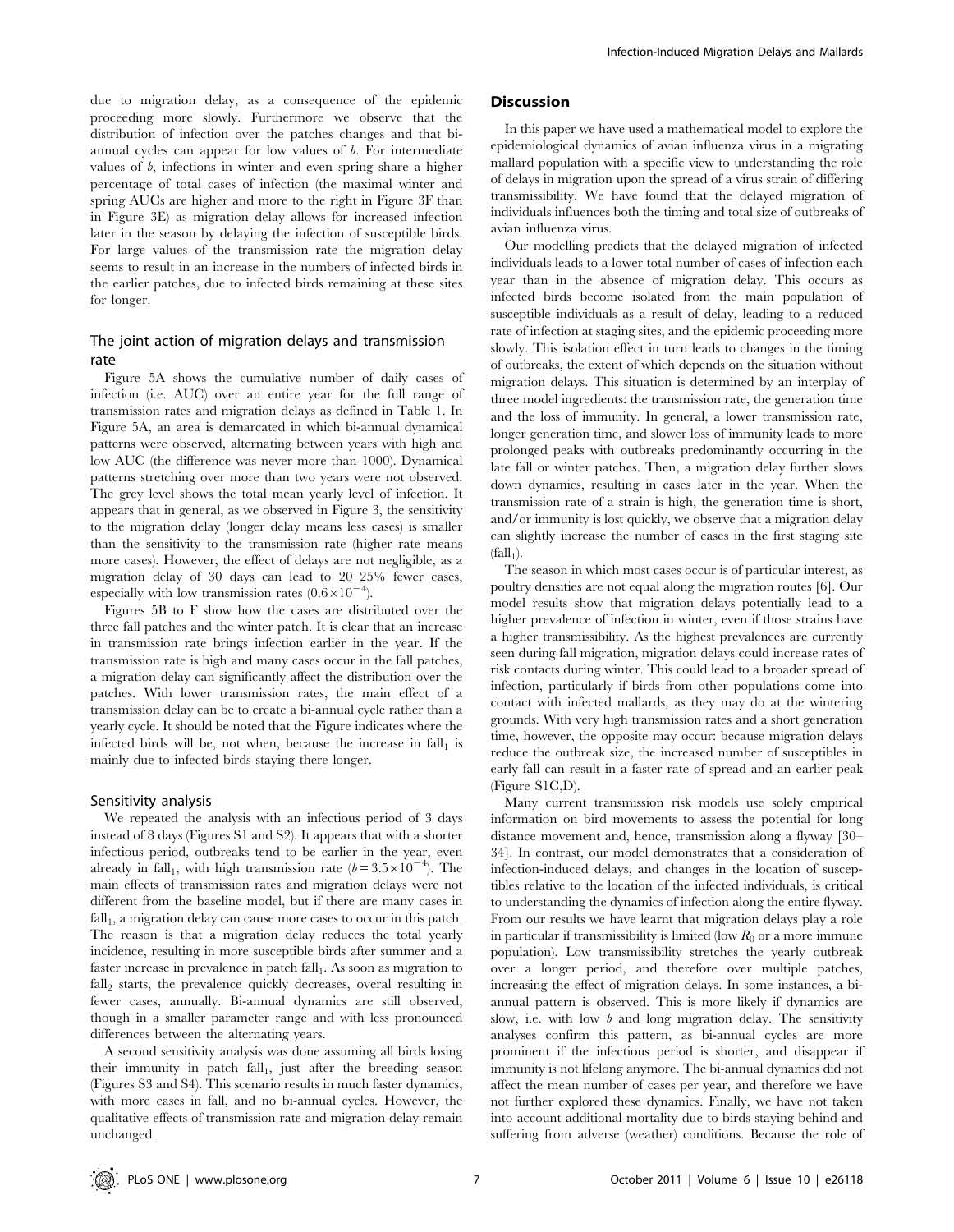due to migration delay, as a consequence of the epidemic proceeding more slowly. Furthermore we observe that the distribution of infection over the patches changes and that bi-annual cycles can appear for low values of $b$. For intermediate values of $b$, infections in winter and even spring share a higher percentage of total cases of infection (the maximal winter and spring AUCs are higher and more to the right in Figure 3F than in Figure 3E) as migration delay allows for increased infection later in the season by delaying the infection of susceptible birds. For large values of the transmission rate the migration delay seems to result in an increase in the numbers of infected birds in the earlier patches, due to infected birds remaining at these sites for longer.

### The joint action of migration delays and transmission rate

Figure 5A shows the cumulative number of daily cases of infection (i.e. AUC) over an entire year for the full range of transmission rates and migration delays as defined in Table 1. In Figure 5A, an area is demarcated in which bi-annual dynamical patterns were observed, alternating between years with high and low AUC (the difference was never more than 1000). Dynamical patterns stretching over more than two years were not observed. The grey level shows the total mean yearly level of infection. It appears that in general, as we observed in Figure 3, the sensitivity to the migration delay (longer delay means less cases) is smaller than the sensitivity to the transmission rate (higher rate means more cases). However, the effect of delays are not negligible, as a migration delay of 30 days can lead to 20–25% fewer cases, especially with low transmission rates ($0.6\times10^{-4}$).

Figures 5B to F show how the cases are distributed over the three fall patches and the winter patch. It is clear that an increase in transmission rate brings infection earlier in the year. If the transmission rate is high and many cases occur in the fall patches, a migration delay can significantly affect the distribution over the patches. With lower transmission rates, the main effect of a transmission delay can be to create a bi-annual cycle rather than a yearly cycle. It should be noted that the Figure indicates where the infected birds will be, not when, because the increase in $\text{fall}_1$ is mainly due to infected birds staying there longer.

### Sensitivity analysis

We repeated the analysis with an infectious period of 3 days instead of 8 days (Figures S1 and S2). It appears that with a shorter infectious period, outbreaks tend to be earlier in the year, even already in $\text{fall}_1$, with high transmission rate ($b = 3.5\times10^{-4}$). The main effects of transmission rates and migration delays were not different from the baseline model, but if there are many cases in $\text{fall}_1$, a migration delay can cause more cases to occur in this patch. The reason is that a migration delay reduces the total yearly incidence, resulting in more susceptible birds after summer and a faster increase in prevalence in patch $\text{fall}_1$. As soon as migration to $\text{fall}_2$ starts, the prevalence quickly decreases, overal resulting in fewer cases, annually. Bi-annual dynamics are still observed, though in a smaller parameter range and with less pronounced differences between the alternating years.

A second sensitivity analysis was done assuming all birds losing their immunity in patch $\text{fall}_1$, just after the breeding season (Figures S3 and S4). This scenario results in much faster dynamics, with more cases in fall, and no bi-annual cycles. However, the qualitative effects of transmission rate and migration delay remain unchanged.

## Discussion

In this paper we have used a mathematical model to explore the epidemiological dynamics of avian influenza virus in a migrating mallard population with a specific view to understanding the role of delays in migration upon the spread of a virus strain of differing transmissibility. We have found that the delayed migration of individuals influences both the timing and total size of outbreaks of avian influenza virus.

Our modelling predicts that the delayed migration of infected individuals leads to a lower total number of cases of infection each year than in the absence of migration delay. This occurs as infected birds become isolated from the main population of susceptible individuals as a result of delay, leading to a reduced rate of infection at staging sites, and the epidemic proceeding more slowly. This isolation effect in turn leads to changes in the timing of outbreaks, the extent of which depends on the situation without migration delays. This situation is determined by an interplay of three model ingredients: the transmission rate, the generation time and the loss of immunity. In general, a lower transmission rate, longer generation time, and slower loss of immunity leads to more prolonged peaks with outbreaks predominantly occurring in the late fall or winter patches. Then, a migration delay further slows down dynamics, resulting in cases later in the year. When the transmission rate of a strain is high, the generation time is short, and/or immunity is lost quickly, we observe that a migration delay can slightly increase the number of cases in the first staging site ($\text{fall}_1$).

The season in which most cases occur is of particular interest, as poultry densities are not equal along the migration routes [6]. Our model results show that migration delays potentially lead to a higher prevalence of infection in winter, even if those strains have a higher transmissibility. As the highest prevalences are currently seen during fall migration, migration delays could increase rates of risk contacts during winter. This could lead to a broader spread of infection, particularly if birds from other populations come into contact with infected mallards, as they may do at the wintering grounds. With very high transmission rates and a short generation time, however, the opposite may occur: because migration delays reduce the outbreak size, the increased number of susceptibles in early fall can result in a faster rate of spread and an earlier peak (Figure S1C,D).

Many current transmission risk models use solely empirical information on bird movements to assess the potential for long distance movement and, hence, transmission along a flyway [30–34]. In contrast, our model demonstrates that a consideration of infection-induced delays, and changes in the location of susceptibles relative to the location of the infected individuals, is critical to understanding the dynamics of infection along the entire flyway. From our results we have learnt that migration delays play a role in particular if transmissibility is limited (low $R_0$ or a more immune population). Low transmissibility stretches the yearly outbreak over a longer period, and therefore over multiple patches, increasing the effect of migration delays. In some instances, a bi-annual pattern is observed. This is more likely if dynamics are slow, i.e. with low $b$ and long migration delay. The sensitivity analyses confirm this pattern, as bi-annual cycles are more prominent if the infectious period is shorter, and disappear if immunity is not lifelong anymore. The bi-annual dynamics did not affect the mean number of cases per year, and therefore we have not further explored these dynamics. Finally, we have not taken into account additional mortality due to birds staying behind and suffering from adverse (weather) conditions. Because the role of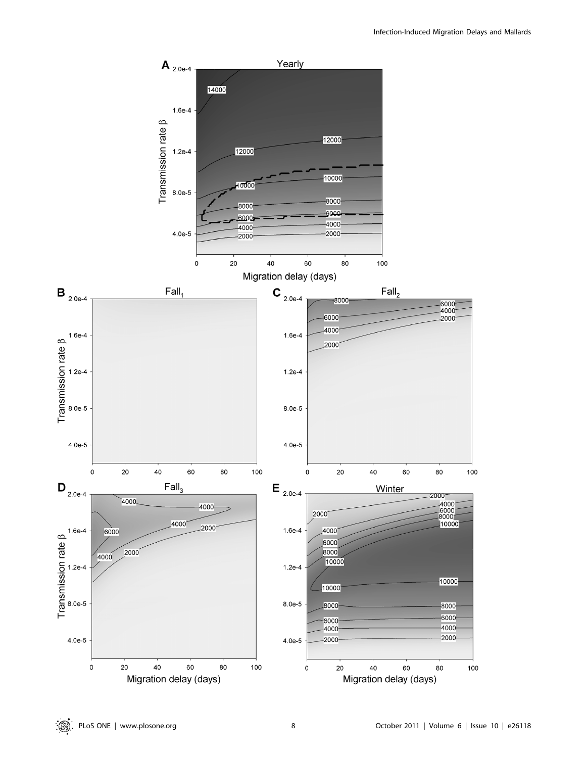**A** Yearly

Transmission rate β: 2.0e-4, 1.6e-4, 1.2e-4, 8.0e-5, 4.0e-5

Contour labels: 14000, 12000, 12000, 10000, 10000, 8000, 8000, 6000, 6000, 4000, 4000, 2000, 2000

Migration delay (days): 0, 20, 40, 60, 80, 100

**B** $Fall_1$

Transmission rate β: 2.0e-4, 1.6e-4, 1.2e-4, 8.0e-5, 4.0e-5

Migration delay (days): 0, 20, 40, 60, 80, 100

**C** $Fall_2$

Transmission rate β: 2.0e-4, 1.6e-4, 1.2e-4, 8.0e-5, 4.0e-5

Contour labels: 8000, 6000, 6000, 4000, 4000, 2000, 2000

Migration delay (days): 0, 20, 40, 60, 80, 100

**D** $Fall_3$

Transmission rate β: 2.0e-4, 1.6e-4, 1.2e-4, 8.0e-5, 4.0e-5

Contour labels: 4000, 4000, 6000, 4000, 4000, 2000, 2000

Migration delay (days): 0, 20, 40, 60, 80, 100

**E** Winter

Transmission rate β: 2.0e-4, 1.6e-4, 1.2e-4, 8.0e-5, 4.0e-5

Contour labels: 2000, 2000, 4000, 6000, 8000, 10000, 4000, 6000, 8000, 10000, 10000, 10000, 8000, 8000, 6000, 6000, 4000, 4000, 2000, 2000

Migration delay (days): 0, 20, 40, 60, 80, 100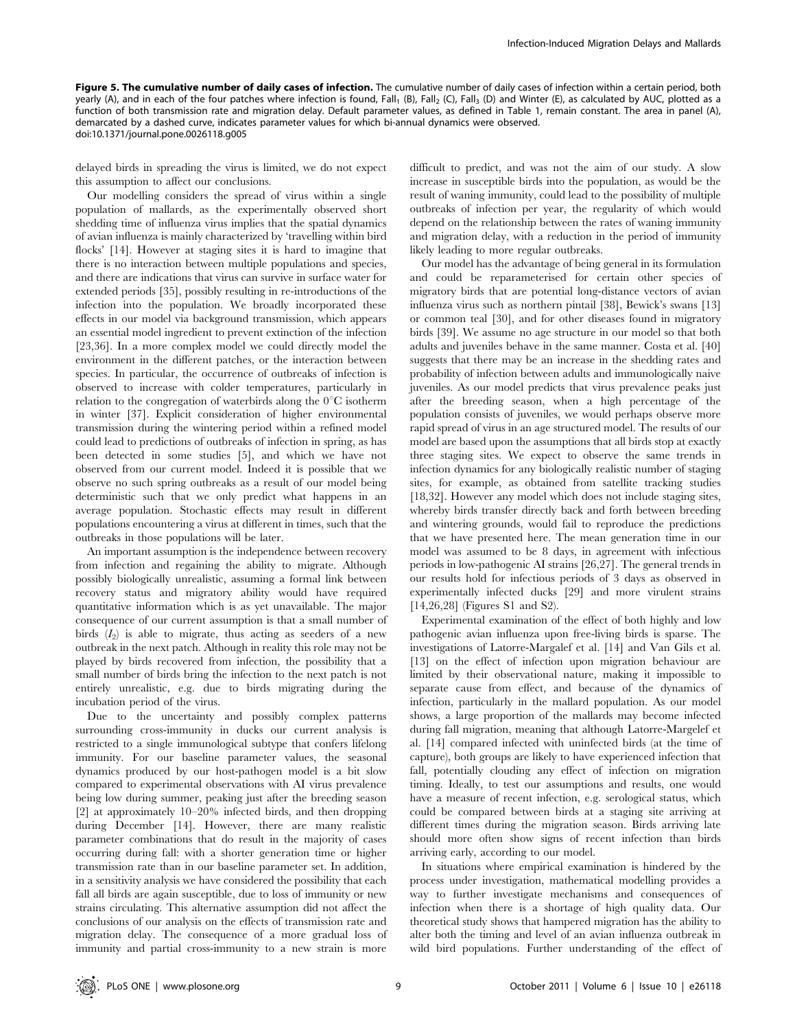**Figure 5. The cumulative number of daily cases of infection.** The cumulative number of daily cases of infection within a certain period, both yearly (A), and in each of the four patches where infection is found, $Fall_1$ (B), $Fall_2$ (C), $Fall_3$ (D) and Winter (E), as calculated by AUC, plotted as a function of both transmission rate and migration delay. Default parameter values, as defined in Table 1, remain constant. The area in panel (A), demarcated by a dashed curve, indicates parameter values for which bi-annual dynamics were observed.
doi:10.1371/journal.pone.0026118.g005

delayed birds in spreading the virus is limited, we do not expect this assumption to affect our conclusions.

Our modelling considers the spread of virus within a single population of mallards, as the experimentally observed short shedding time of influenza virus implies that the spatial dynamics of avian influenza is mainly characterized by 'travelling within bird flocks' [14]. However at staging sites it is hard to imagine that there is no interaction between multiple populations and species, and there are indications that virus can survive in surface water for extended periods [35], possibly resulting in re-introductions of the infection into the population. We broadly incorporated these effects in our model via background transmission, which appears an essential model ingredient to prevent extinction of the infection [23,36]. In a more complex model we could directly model the environment in the different patches, or the interaction between species. In particular, the occurrence of outbreaks of infection is observed to increase with colder temperatures, particularly in relation to the congregation of waterbirds along the 0°C isotherm in winter [37]. Explicit consideration of higher environmental transmission during the wintering period within a refined model could lead to predictions of outbreaks of infection in spring, as has been detected in some studies [5], and which we have not observed from our current model. Indeed it is possible that we observe no such spring outbreaks as a result of our model being deterministic such that we only predict what happens in an average population. Stochastic effects may result in different populations encountering a virus at different in times, such that the outbreaks in those populations will be later.

An important assumption is the independence between recovery from infection and regaining the ability to migrate. Although possibly biologically unrealistic, assuming a formal link between recovery status and migratory ability would have required quantitative information which is as yet unavailable. The major consequence of our current assumption is that a small number of birds ($I_2$) is able to migrate, thus acting as seeders of a new outbreak in the next patch. Although in reality this role may not be played by birds recovered from infection, the possibility that a small number of birds bring the infection to the next patch is not entirely unrealistic, e.g. due to birds migrating during the incubation period of the virus.

Due to the uncertainty and possibly complex patterns surrounding cross-immunity in ducks our current analysis is restricted to a single immunological subtype that confers lifelong immunity. For our baseline parameter values, the seasonal dynamics produced by our host-pathogen model is a bit slow compared to experimental observations with AI virus prevalence being low during summer, peaking just after the breeding season [2] at approximately 10–20% infected birds, and then dropping during December [14]. However, there are many realistic parameter combinations that do result in the majority of cases occurring during fall: with a shorter generation time or higher transmission rate than in our baseline parameter set. In addition, in a sensitivity analysis we have considered the possibility that each fall all birds are again susceptible, due to loss of immunity or new strains circulating. This alternative assumption did not affect the conclusions of our analysis on the effects of transmission rate and migration delay. The consequence of a more gradual loss of immunity and partial cross-immunity to a new strain is more difficult to predict, and was not the aim of our study. A slow increase in susceptible birds into the population, as would be the result of waning immunity, could lead to the possibility of multiple outbreaks of infection per year, the regularity of which would depend on the relationship between the rates of waning immunity and migration delay, with a reduction in the period of immunity likely leading to more regular outbreaks.

Our model has the advantage of being general in its formulation and could be reparameterised for certain other species of migratory birds that are potential long-distance vectors of avian influenza virus such as northern pintail [38], Bewick's swans [13] or common teal [30], and for other diseases found in migratory birds [39]. We assume no age structure in our model so that both adults and juveniles behave in the same manner. Costa et al. [40] suggests that there may be an increase in the shedding rates and probability of infection between adults and immunologically naive juveniles. As our model predicts that virus prevalence peaks just after the breeding season, when a high percentage of the population consists of juveniles, we would perhaps observe more rapid spread of virus in an age structured model. The results of our model are based upon the assumptions that all birds stop at exactly three staging sites. We expect to observe the same trends in infection dynamics for any biologically realistic number of staging sites, for example, as obtained from satellite tracking studies [18,32]. However any model which does not include staging sites, whereby birds transfer directly back and forth between breeding and wintering grounds, would fail to reproduce the predictions that we have presented here. The mean generation time in our model was assumed to be 8 days, in agreement with infectious periods in low-pathogenic AI strains [26,27]. The general trends in our results hold for infectious periods of 3 days as observed in experimentally infected ducks [29] and more virulent strains [14,26,28] (Figures S1 and S2).

Experimental examination of the effect of both highly and low pathogenic avian influenza upon free-living birds is sparse. The investigations of Latorre-Margalef et al. [14] and Van Gils et al. [13] on the effect of infection upon migration behaviour are limited by their observational nature, making it impossible to separate cause from effect, and because of the dynamics of infection, particularly in the mallard population. As our model shows, a large proportion of the mallards may become infected during fall migration, meaning that although Latorre-Margelef et al. [14] compared infected with uninfected birds (at the time of capture), both groups are likely to have experienced infection that fall, potentially clouding any effect of infection on migration timing. Ideally, to test our assumptions and results, one would have a measure of recent infection, e.g. serological status, which could be compared between birds at a staging site arriving at different times during the migration season. Birds arriving late should more often show signs of recent infection than birds arriving early, according to our model.

In situations where empirical examination is hindered by the process under investigation, mathematical modelling provides a way to further investigate mechanisms and consequences of infection when there is a shortage of high quality data. Our theoretical study shows that hampered migration has the ability to alter both the timing and level of an avian influenza outbreak in wild bird populations. Further understanding of the effect of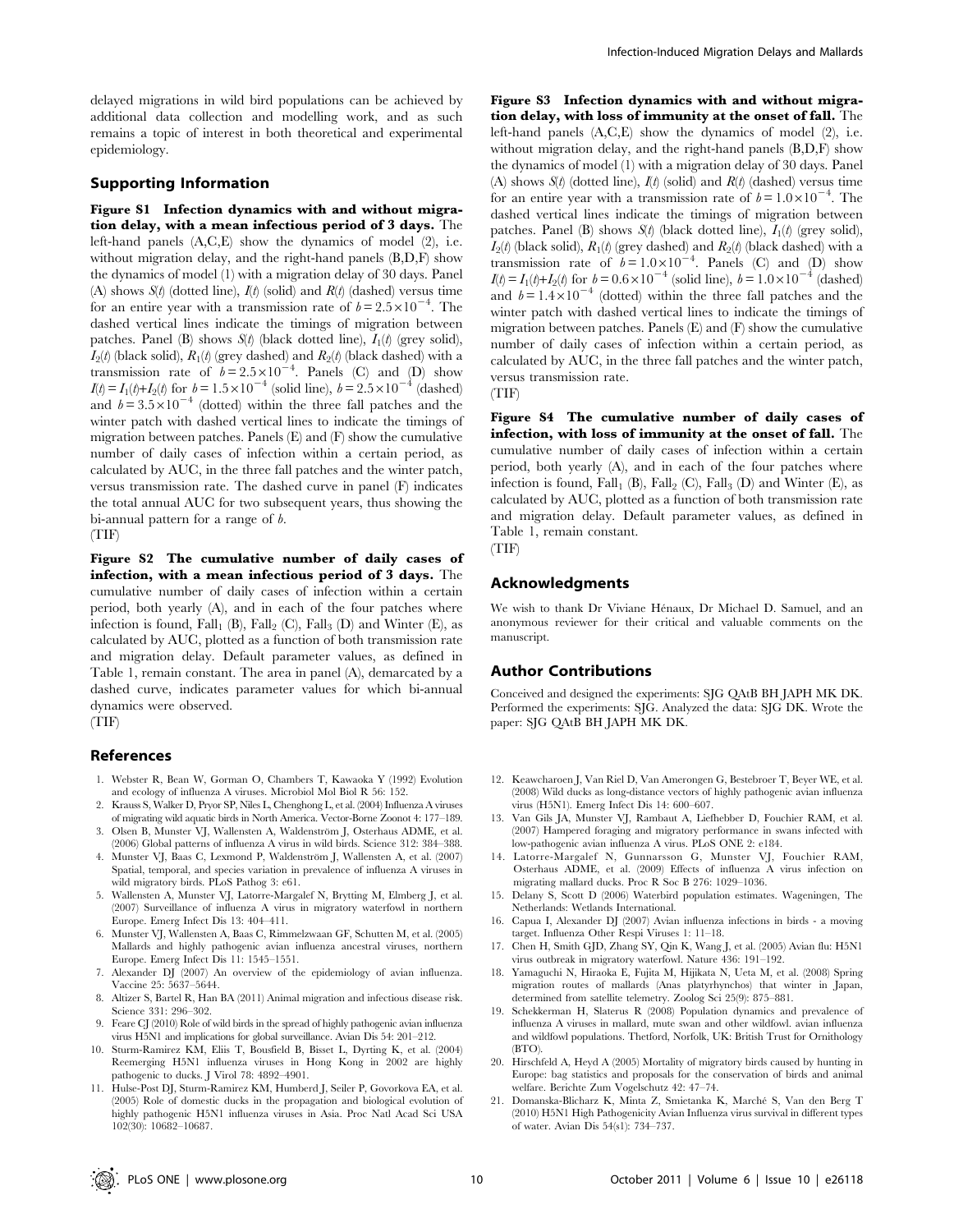delayed migrations in wild bird populations can be achieved by additional data collection and modelling work, and as such remains a topic of interest in both theoretical and experimental epidemiology.

## Supporting Information

**Figure S1 Infection dynamics with and without migration delay, with a mean infectious period of 3 days.** The left-hand panels (A,C,E) show the dynamics of model (2), i.e. without migration delay, and the right-hand panels (B,D,F) show the dynamics of model (1) with a migration delay of 30 days. Panel (A) shows $S(t)$ (dotted line), $I(t)$ (solid) and $R(t)$ (dashed) versus time for an entire year with a transmission rate of $b = 2.5\times10^{-4}$. The dashed vertical lines indicate the timings of migration between patches. Panel (B) shows $S(t)$ (black dotted line), $I_1(t)$ (grey solid), $I_2(t)$ (black solid), $R_1(t)$ (grey dashed) and $R_2(t)$ (black dashed) with a transmission rate of $b = 2.5\times10^{-4}$. Panels (C) and (D) show $I(t) = I_1(t)+I_2(t)$ for $b = 1.5\times10^{-4}$ (solid line), $b = 2.5\times10^{-4}$ (dashed) and $b = 3.5\times10^{-4}$ (dotted) within the three fall patches and the winter patch with dashed vertical lines to indicate the timings of migration between patches. Panels (E) and (F) show the cumulative number of daily cases of infection within a certain period, as calculated by AUC, in the three fall patches and the winter patch, versus transmission rate. The dashed curve in panel (F) indicates the total annual AUC for two subsequent years, thus showing the bi-annual pattern for a range of $b$.
(TIF)

**Figure S2 The cumulative number of daily cases of infection, with a mean infectious period of 3 days.** The cumulative number of daily cases of infection within a certain period, both yearly (A), and in each of the four patches where infection is found, $\mathrm{Fall}_1$ (B), $\mathrm{Fall}_2$ (C), $\mathrm{Fall}_3$ (D) and Winter (E), as calculated by AUC, plotted as a function of both transmission rate and migration delay. Default parameter values, as defined in Table 1, remain constant. The area in panel (A), demarcated by a dashed curve, indicates parameter values for which bi-annual dynamics were observed.
(TIF)

**Figure S3 Infection dynamics with and without migration delay, with loss of immunity at the onset of fall.** The left-hand panels (A,C,E) show the dynamics of model (2), i.e. without migration delay, and the right-hand panels (B,D,F) show the dynamics of model (1) with a migration delay of 30 days. Panel (A) shows $S(t)$ (dotted line), $I(t)$ (solid) and $R(t)$ (dashed) versus time for an entire year with a transmission rate of $b = 1.0\times10^{-4}$. The dashed vertical lines indicate the timings of migration between patches. Panel (B) shows $S(t)$ (black dotted line), $I_1(t)$ (grey solid), $I_2(t)$ (black solid), $R_1(t)$ (grey dashed) and $R_2(t)$ (black dashed) with a transmission rate of $b = 1.0\times10^{-4}$. Panels (C) and (D) show $I(t) = I_1(t)+I_2(t)$ for $b = 0.6\times10^{-4}$ (solid line), $b = 1.0\times10^{-4}$ (dashed) and $b = 1.4\times10^{-4}$ (dotted) within the three fall patches and the winter patch with dashed vertical lines to indicate the timings of migration between patches. Panels (E) and (F) show the cumulative number of daily cases of infection within a certain period, as calculated by AUC, in the three fall patches and the winter patch, versus transmission rate.
(TIF)

**Figure S4 The cumulative number of daily cases of infection, with loss of immunity at the onset of fall.** The cumulative number of daily cases of infection within a certain period, both yearly (A), and in each of the four patches where infection is found, $\mathrm{Fall}_1$ (B), $\mathrm{Fall}_2$ (C), $\mathrm{Fall}_3$ (D) and Winter (E), as calculated by AUC, plotted as a function of both transmission rate and migration delay. Default parameter values, as defined in Table 1, remain constant.
(TIF)

## Acknowledgments

We wish to thank Dr Viviane Hénaux, Dr Michael D. Samuel, and an anonymous reviewer for their critical and valuable comments on the manuscript.

## Author Contributions

Conceived and designed the experiments: SJG QAtB BH JAPH MK DK. Performed the experiments: SJG. Analyzed the data: SJG DK. Wrote the paper: SJG QAtB BH JAPH MK DK.

## References

1. Webster R, Bean W, Gorman O, Chambers T, Kawaoka Y (1992) Evolution and ecology of influenza A viruses. Microbiol Mol Biol R 56: 152.
2. Krauss S, Walker D, Pryor SP, Niles L, Chenghong L, et al. (2004) Influenza A viruses of migrating wild aquatic birds in North America. Vector-Borne Zoonot 4: 177–189.
3. Olsen B, Munster VJ, Wallensten A, Waldenström J, Osterhaus ADME, et al. (2006) Global patterns of influenza A virus in wild birds. Science 312: 384–388.
4. Munster VJ, Baas C, Lexmond P, Waldenström J, Wallensten A, et al. (2007) Spatial, temporal, and species variation in prevalence of influenza A viruses in wild migratory birds. PLoS Pathog 3: e61.
5. Wallensten A, Munster VJ, Latorre-Margalef N, Brytting M, Elmberg J, et al. (2007) Surveillance of influenza A virus in migratory waterfowl in northern Europe. Emerg Infect Dis 13: 404–411.
6. Munster VJ, Wallensten A, Baas C, Rimmelzwaan GF, Schutten M, et al. (2005) Mallards and highly pathogenic avian influenza ancestral viruses, northern Europe. Emerg Infect Dis 11: 1545–1551.
7. Alexander DJ (2007) An overview of the epidemiology of avian influenza. Vaccine 25: 5637–5644.
8. Altizer S, Bartel R, Han BA (2011) Animal migration and infectious disease risk. Science 331: 296–302.
9. Feare CJ (2010) Role of wild birds in the spread of highly pathogenic avian influenza virus H5N1 and implications for global surveillance. Avian Dis 54: 201–212.
10. Sturm-Ramirez KM, Eliis T, Bousfield B, Bisset L, Dyrting K, et al. (2004) Reemerging H5N1 influenza viruses in Hong Kong in 2002 are highly pathogenic to ducks. J Virol 78: 4892–4901.
11. Hulse-Post DJ, Sturm-Ramirez KM, Humberd J, Seiler P, Govorkova EA, et al. (2005) Role of domestic ducks in the propagation and biological evolution of highly pathogenic H5N1 influenza viruses in Asia. Proc Natl Acad Sci USA 102(30): 10682–10687.
12. Keawcharoen J, Van Riel D, Van Amerongen G, Bestebroer T, Beyer WE, et al. (2008) Wild ducks as long-distance vectors of highly pathogenic avian influenza virus (H5N1). Emerg Infect Dis 14: 600–607.
13. Van Gils JA, Munster VJ, Rambaut A, Liefhebber D, Fouchier RAM, et al. (2007) Hampered foraging and migratory performance in swans infected with low-pathogenic avian influenza A virus. PLoS ONE 2: e184.
14. Latorre-Margalef N, Gunnarsson G, Munster VJ, Fouchier RAM, Osterhaus ADME, et al. (2009) Effects of influenza A virus infection on migrating mallard ducks. Proc R Soc B 276: 1029–1036.
15. Delany S, Scott D (2006) Waterbird population estimates. Wageningen, The Netherlands: Wetlands International.
16. Capua I, Alexander DJ (2007) Avian influenza infections in birds - a moving target. Influenza Other Respi Viruses 1: 11–18.
17. Chen H, Smith GJD, Zhang SY, Qin K, Wang J, et al. (2005) Avian flu: H5N1 virus outbreak in migratory waterfowl. Nature 436: 191–192.
18. Yamaguchi N, Hiraoka E, Fujita M, Hijikata N, Ueta M, et al. (2008) Spring migration routes of mallards (Anas platyrhynchos) that winter in Japan, determined from satellite telemetry. Zoolog Sci 25(9): 875–881.
19. Schekkerman H, Slaterus R (2008) Population dynamics and prevalence of influenza A viruses in mallard, mute swan and other wildfowl. avian influenza and wildfowl populations. Thetford, Norfolk, UK: British Trust for Ornithology (BTO).
20. Hirschfeld A, Heyd A (2005) Mortality of migratory birds caused by hunting in Europe: bag statistics and proposals for the conservation of birds and animal welfare. Berichte Zum Vogelschutz 42: 47–74.
21. Domanska-Blicharz K, Minta Z, Smietanka K, Marché S, Van den Berg T (2010) H5N1 High Pathogenicity Avian Influenza virus survival in different types of water. Avian Dis 54(s1): 734–737.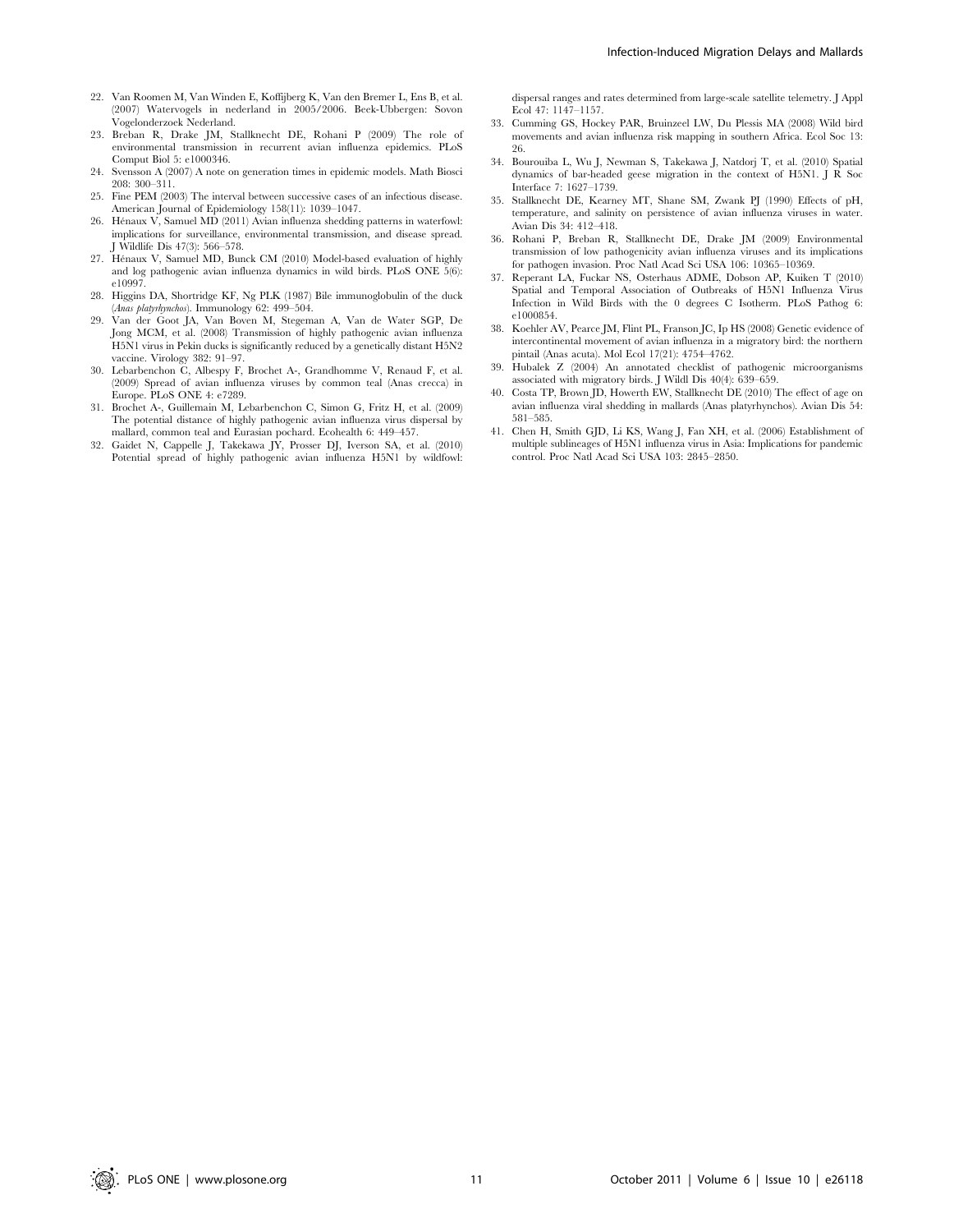22. Van Roomen M, Van Winden E, Koffijberg K, Van den Bremer L, Ens B, et al. (2007) Watervogels in nederland in 2005/2006. Beek-Ubbergen: Sovon Vogelonderzoek Nederland.
23. Breban R, Drake JM, Stallknecht DE, Rohani P (2009) The role of environmental transmission in recurrent avian influenza epidemics. PLoS Comput Biol 5: e1000346.
24. Svensson A (2007) A note on generation times in epidemic models. Math Biosci 208: 300–311.
25. Fine PEM (2003) The interval between successive cases of an infectious disease. American Journal of Epidemiology 158(11): 1039–1047.
26. Hénaux V, Samuel MD (2011) Avian influenza shedding patterns in waterfowl: implications for surveillance, environmental transmission, and disease spread. J Wildlife Dis 47(3): 566–578.
27. Hénaux V, Samuel MD, Bunck CM (2010) Model-based evaluation of highly and log pathogenic avian influenza dynamics in wild birds. PLoS ONE 5(6): e10997.
28. Higgins DA, Shortridge KF, Ng PLK (1987) Bile immunoglobulin of the duck (*Anas platyrhynchos*). Immunology 62: 499–504.
29. Van der Goot JA, Van Boven M, Stegeman A, Van de Water SGP, De Jong MCM, et al. (2008) Transmission of highly pathogenic avian influenza H5N1 virus in Pekin ducks is significantly reduced by a genetically distant H5N2 vaccine. Virology 382: 91–97.
30. Lebarbenchon C, Albespy F, Brochet A-, Grandhomme V, Renaud F, et al. (2009) Spread of avian influenza viruses by common teal (Anas crecca) in Europe. PLoS ONE 4: e7289.
31. Brochet A-, Guillemain M, Lebarbenchon C, Simon G, Fritz H, et al. (2009) The potential distance of highly pathogenic avian influenza virus dispersal by mallard, common teal and Eurasian pochard. Ecohealth 6: 449–457.
32. Gaidet N, Cappelle J, Takekawa JY, Prosser DJ, Iverson SA, et al. (2010) Potential spread of highly pathogenic avian influenza H5N1 by wildfowl: dispersal ranges and rates determined from large-scale satellite telemetry. J Appl Ecol 47: 1147–1157.
33. Cumming GS, Hockey PAR, Bruinzeel LW, Du Plessis MA (2008) Wild bird movements and avian influenza risk mapping in southern Africa. Ecol Soc 13: 26.
34. Bourouiba L, Wu J, Newman S, Takekawa J, Natdorj T, et al. (2010) Spatial dynamics of bar-headed geese migration in the context of H5N1. J R Soc Interface 7: 1627–1739.
35. Stallknecht DE, Kearney MT, Shane SM, Zwank PJ (1990) Effects of pH, temperature, and salinity on persistence of avian influenza viruses in water. Avian Dis 34: 412–418.
36. Rohani P, Breban R, Stallknecht DE, Drake JM (2009) Environmental transmission of low pathogenicity avian influenza viruses and its implications for pathogen invasion. Proc Natl Acad Sci USA 106: 10365–10369.
37. Reperant LA, Fuckar NS, Osterhaus ADME, Dobson AP, Kuiken T (2010) Spatial and Temporal Association of Outbreaks of H5N1 Influenza Virus Infection in Wild Birds with the 0 degrees C Isotherm. PLoS Pathog 6: e1000854.
38. Koehler AV, Pearce JM, Flint PL, Franson JC, Ip HS (2008) Genetic evidence of intercontinental movement of avian influenza in a migratory bird: the northern pintail (Anas acuta). Mol Ecol 17(21): 4754–4762.
39. Hubalek Z (2004) An annotated checklist of pathogenic microorganisms associated with migratory birds. J Wildl Dis 40(4): 639–659.
40. Costa TP, Brown JD, Howerth EW, Stallknecht DE (2010) The effect of age on avian influenza viral shedding in mallards (Anas platyrhynchos). Avian Dis 54: 581–585.
41. Chen H, Smith GJD, Li KS, Wang J, Fan XH, et al. (2006) Establishment of multiple sublineages of H5N1 influenza virus in Asia: Implications for pandemic control. Proc Natl Acad Sci USA 103: 2845–2850.